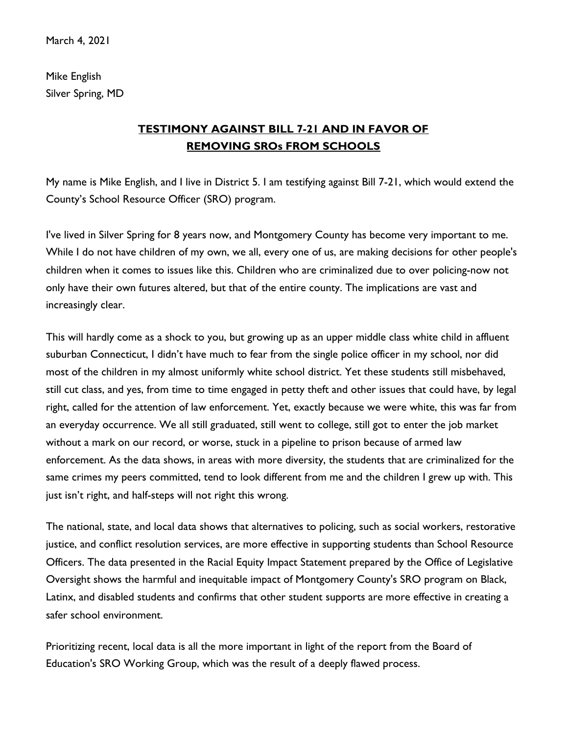March 4, 2021

Mike English
Silver Spring, MD

**TESTIMONY AGAINST BILL 7-21 AND IN FAVOR OF REMOVING SROs FROM SCHOOLS**

My name is Mike English, and I live in District 5. I am testifying against Bill 7-21, which would extend the County's School Resource Officer (SRO) program.

I've lived in Silver Spring for 8 years now, and Montgomery County has become very important to me. While I do not have children of my own, we all, every one of us, are making decisions for other people's children when it comes to issues like this. Children who are criminalized due to over policing-now not only have their own futures altered, but that of the entire county. The implications are vast and increasingly clear.

This will hardly come as a shock to you, but growing up as an upper middle class white child in affluent suburban Connecticut, I didn't have much to fear from the single police officer in my school, nor did most of the children in my almost uniformly white school district. Yet these students still misbehaved, still cut class, and yes, from time to time engaged in petty theft and other issues that could have, by legal right, called for the attention of law enforcement. Yet, exactly because we were white, this was far from an everyday occurrence. We all still graduated, still went to college, still got to enter the job market without a mark on our record, or worse, stuck in a pipeline to prison because of armed law enforcement. As the data shows, in areas with more diversity, the students that are criminalized for the same crimes my peers committed, tend to look different from me and the children I grew up with. This just isn't right, and half-steps will not right this wrong.

The national, state, and local data shows that alternatives to policing, such as social workers, restorative justice, and conflict resolution services, are more effective in supporting students than School Resource Officers. The data presented in the Racial Equity Impact Statement prepared by the Office of Legislative Oversight shows the harmful and inequitable impact of Montgomery County's SRO program on Black, Latinx, and disabled students and confirms that other student supports are more effective in creating a safer school environment.

Prioritizing recent, local data is all the more important in light of the report from the Board of Education's SRO Working Group, which was the result of a deeply flawed process.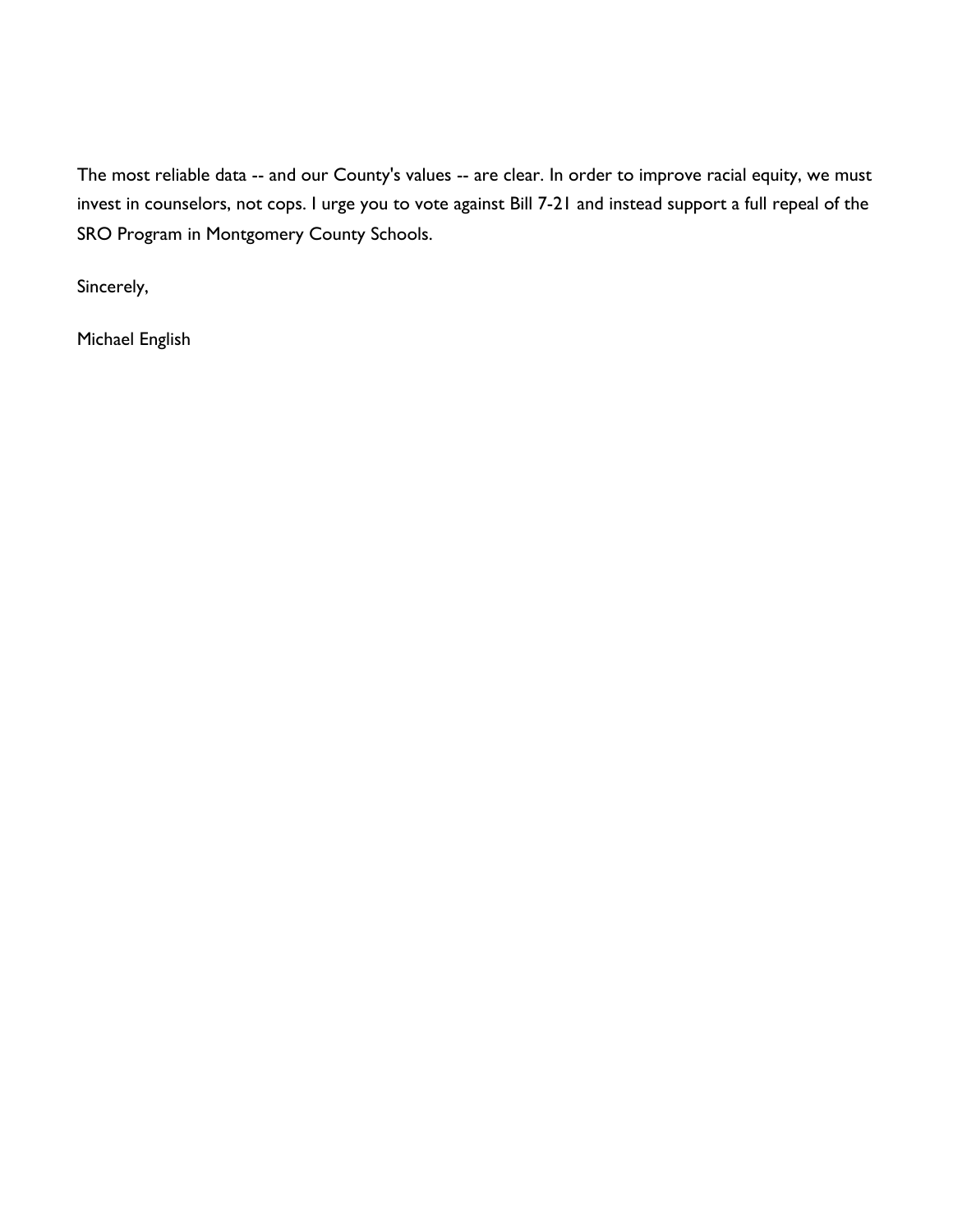The most reliable data -- and our County's values -- are clear. In order to improve racial equity, we must invest in counselors, not cops. I urge you to vote against Bill 7-21 and instead support a full repeal of the SRO Program in Montgomery County Schools.

Sincerely,

Michael English